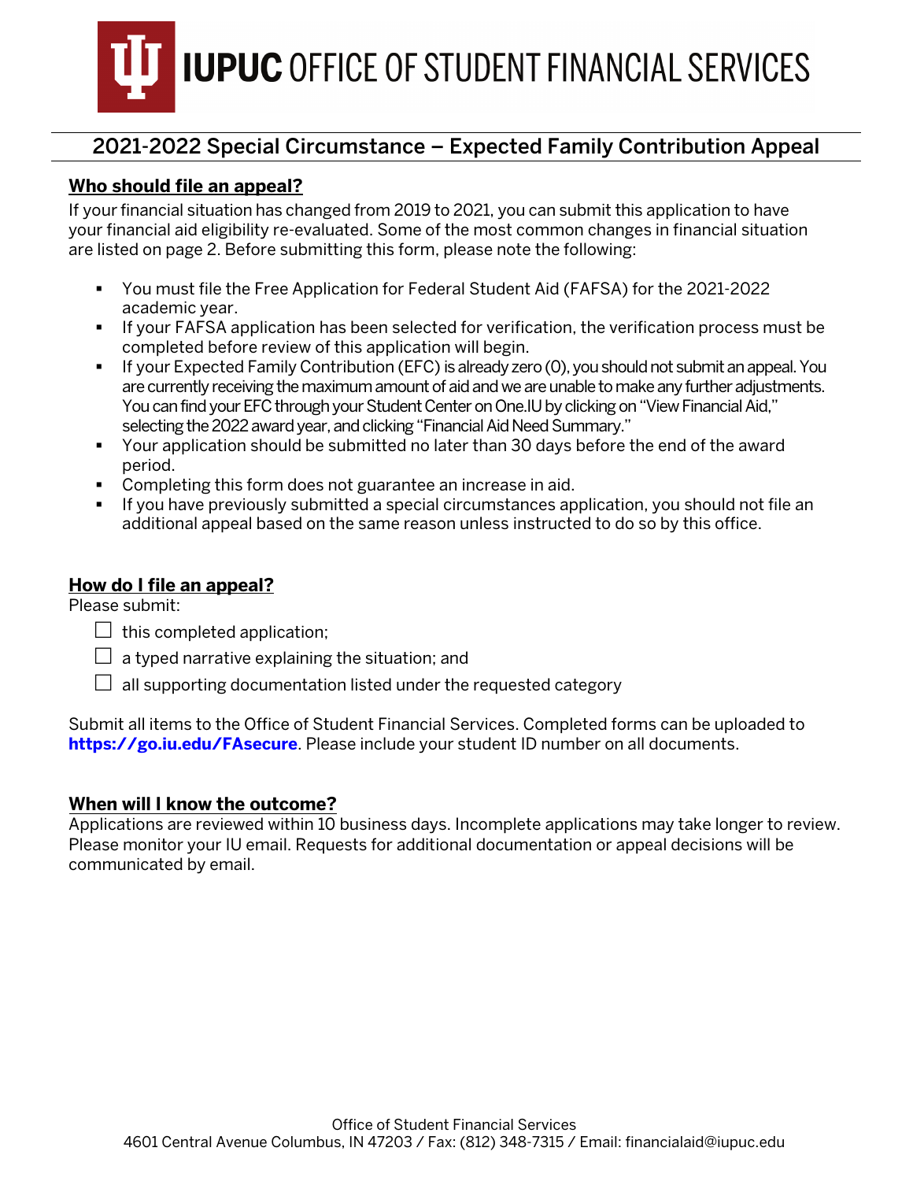# IUPUC OFFICE OF STUDENT FINANCIAL SERVICES

## 2021-2022 Special Circumstance – Expected Family Contribution Appeal

### Who should file an appeal?

If your financial situation has changed from 2019 to 2021, you can submit this application to have your financial aid eligibility re-evaluated. Some of the most common changes in financial situation are listed on page 2. Before submitting this form, please note the following:

- You must file the Free Application for Federal Student Aid (FAFSA) for the 2021-2022 academic year.
- If your FAFSA application has been selected for verification, the verification process must be completed before review of this application will begin.
- If your Expected Family Contribution (EFC) is already zero (0), you should not submit an appeal. You are currently receiving the maximum amount of aid and we are unable to make any further adjustments. You can find your EFC through your Student Center on One.IU by clicking on "View Financial Aid," selecting the 2022 award year, and clicking "Financial Aid Need Summary."
- Your application should be submitted no later than 30 days before the end of the award period.
- Completing this form does not guarantee an increase in aid.
- If you have previously submitted a special circumstances application, you should not file an additional appeal based on the same reason unless instructed to do so by this office.

### How do I file an appeal?

Please submit:

- ☐ this completed application;
- ☐ a typed narrative explaining the situation; and
- ☐ all supporting documentation listed under the requested category

Submit all items to the Office of Student Financial Services. Completed forms can be uploaded to **https://go.iu.edu/FAsecure**. Please include your student ID number on all documents.

### When will I know the outcome?

Applications are reviewed within 10 business days. Incomplete applications may take longer to review. Please monitor your IU email. Requests for additional documentation or appeal decisions will be communicated by email.

Office of Student Financial Services
4601 Central Avenue Columbus, IN 47203 / Fax: (812) 348-7315 / Email: financialaid@iupuc.edu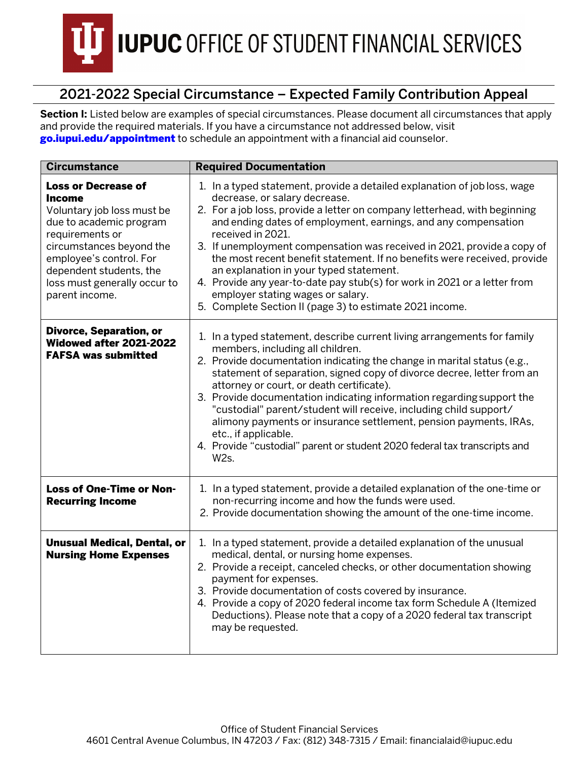# IUPUC OFFICE OF STUDENT FINANCIAL SERVICES

## 2021-2022 Special Circumstance – Expected Family Contribution Appeal

**Section I:** Listed below are examples of special circumstances. Please document all circumstances that apply and provide the required materials. If you have a circumstance not addressed below, visit **go.iupui.edu/appointment** to schedule an appointment with a financial aid counselor.

| Circumstance | Required Documentation |
|---|---|
| **Loss or Decrease of Income** Voluntary job loss must be due to academic program requirements or circumstances beyond the employee's control. For dependent students, the loss must generally occur to parent income. | 1. In a typed statement, provide a detailed explanation of job loss, wage decrease, or salary decrease. 2. For a job loss, provide a letter on company letterhead, with beginning and ending dates of employment, earnings, and any compensation received in 2021. 3. If unemployment compensation was received in 2021, provide a copy of the most recent benefit statement. If no benefits were received, provide an explanation in your typed statement. 4. Provide any year-to-date pay stub(s) for work in 2021 or a letter from employer stating wages or salary. 5. Complete Section II (page 3) to estimate 2021 income. |
| **Divorce, Separation, or Widowed after 2021-2022 FAFSA was submitted** | 1. In a typed statement, describe current living arrangements for family members, including all children. 2. Provide documentation indicating the change in marital status (e.g., statement of separation, signed copy of divorce decree, letter from an attorney or court, or death certificate). 3. Provide documentation indicating information regarding support the "custodial" parent/student will receive, including child support/ alimony payments or insurance settlement, pension payments, IRAs, etc., if applicable. 4. Provide "custodial" parent or student 2020 federal tax transcripts and W2s. |
| **Loss of One-Time or Non-Recurring Income** | 1. In a typed statement, provide a detailed explanation of the one-time or non-recurring income and how the funds were used. 2. Provide documentation showing the amount of the one-time income. |
| **Unusual Medical, Dental, or Nursing Home Expenses** | 1. In a typed statement, provide a detailed explanation of the unusual medical, dental, or nursing home expenses. 2. Provide a receipt, canceled checks, or other documentation showing payment for expenses. 3. Provide documentation of costs covered by insurance. 4. Provide a copy of 2020 federal income tax form Schedule A (Itemized Deductions). Please note that a copy of a 2020 federal tax transcript may be requested. |

Office of Student Financial Services
4601 Central Avenue Columbus, IN 47203 / Fax: (812) 348-7315 / Email: financialaid@iupuc.edu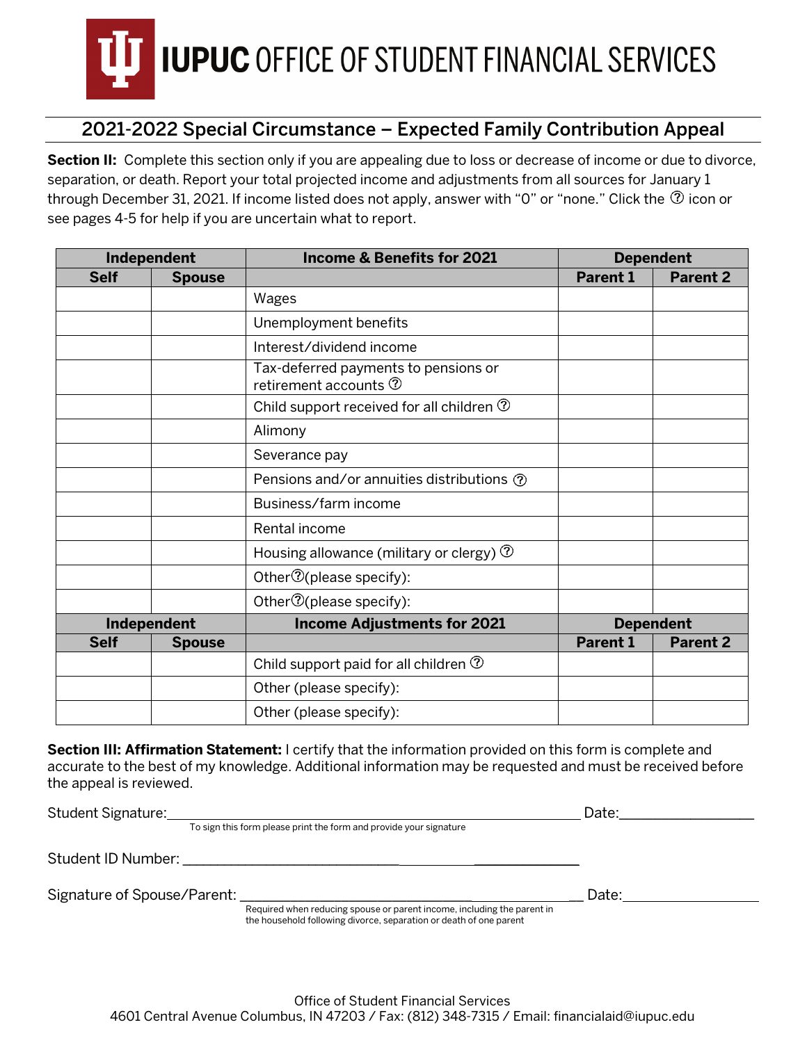# IUPUC OFFICE OF STUDENT FINANCIAL SERVICES

## 2021-2022 Special Circumstance – Expected Family Contribution Appeal

**Section II:** Complete this section only if you are appealing due to loss or decrease of income or due to divorce, separation, or death. Report your total projected income and adjustments from all sources for January 1 through December 31, 2021. If income listed does not apply, answer with "0" or "none." Click the ⓘ icon or see pages 4-5 for help if you are uncertain what to report.

| Independent | | Income & Benefits for 2021 | Dependent | |
|---|---|---|---|---|
| Self | Spouse | | Parent 1 | Parent 2 |
| | | Wages | | |
| | | Unemployment benefits | | |
| | | Interest/dividend income | | |
| | | Tax-deferred payments to pensions or retirement accounts ⓘ | | |
| | | Child support received for all children ⓘ | | |
| | | Alimony | | |
| | | Severance pay | | |
| | | Pensions and/or annuities distributions ⓘ | | |
| | | Business/farm income | | |
| | | Rental income | | |
| | | Housing allowance (military or clergy) ⓘ | | |
| | | Otherⓘ(please specify): | | |
| | | Otherⓘ(please specify): | | |
| **Independent** | | **Income Adjustments for 2021** | **Dependent** | |
| **Self** | **Spouse** | | **Parent 1** | **Parent 2** |
| | | Child support paid for all children ⓘ | | |
| | | Other (please specify): | | |
| | | Other (please specify): | | |

**Section III: Affirmation Statement:** I certify that the information provided on this form is complete and accurate to the best of my knowledge. Additional information may be requested and must be received before the appeal is reviewed.

Student Signature:\_\_\_\_\_\_\_\_\_\_\_\_\_\_\_\_\_\_\_\_\_\_\_\_\_\_\_\_\_\_\_\_\_\_\_\_\_\_\_\_\_\_\_\_ Date:\_\_\_\_\_\_\_\_\_\_\_\_\_\_\_
To sign this form please print the form and provide your signature

Student ID Number: \_\_\_\_\_\_\_\_\_\_\_\_\_\_\_\_\_\_\_\_\_\_\_\_\_\_\_\_\_\_\_\_\_\_\_\_\_\_\_\_\_\_\_\_

Signature of Spouse/Parent: \_\_\_\_\_\_\_\_\_\_\_\_\_\_\_\_\_\_\_\_\_\_\_\_\_\_\_\_\_\_\_\_\_\_\_\_\_ Date:\_\_\_\_\_\_\_\_\_\_\_\_\_\_\_
Required when reducing spouse or parent income, including the parent in the household following divorce, separation or death of one parent

Office of Student Financial Services
4601 Central Avenue Columbus, IN 47203 / Fax: (812) 348-7315 / Email: financialaid@iupuc.edu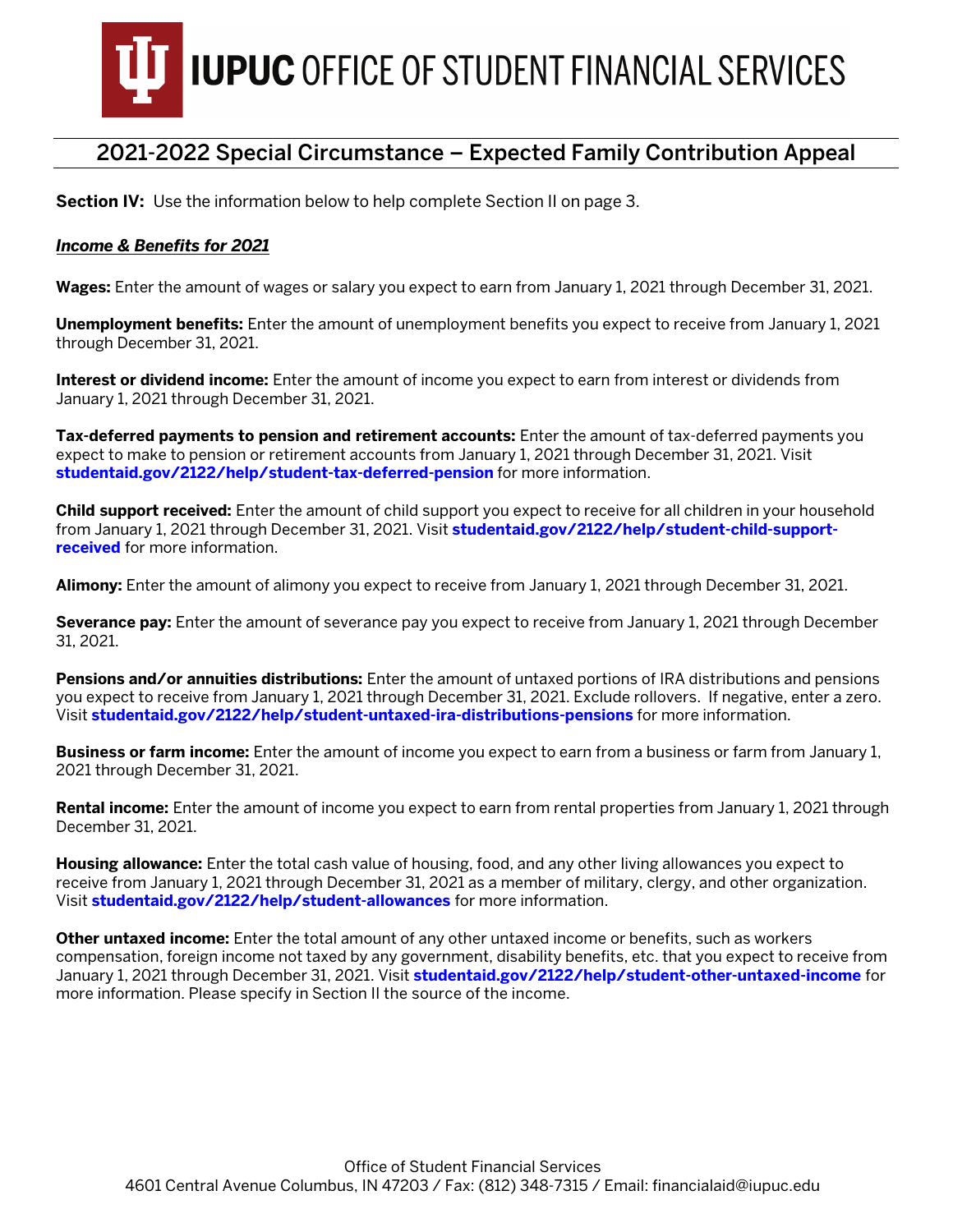# IUPUC OFFICE OF STUDENT FINANCIAL SERVICES

## 2021-2022 Special Circumstance – Expected Family Contribution Appeal

**Section IV:** Use the information below to help complete Section II on page 3.

***Income & Benefits for 2021***

**Wages:** Enter the amount of wages or salary you expect to earn from January 1, 2021 through December 31, 2021.

**Unemployment benefits:** Enter the amount of unemployment benefits you expect to receive from January 1, 2021 through December 31, 2021.

**Interest or dividend income:** Enter the amount of income you expect to earn from interest or dividends from January 1, 2021 through December 31, 2021.

**Tax-deferred payments to pension and retirement accounts:** Enter the amount of tax-deferred payments you expect to make to pension or retirement accounts from January 1, 2021 through December 31, 2021. Visit **studentaid.gov/2122/help/student-tax-deferred-pension** for more information.

**Child support received:** Enter the amount of child support you expect to receive for all children in your household from January 1, 2021 through December 31, 2021. Visit **studentaid.gov/2122/help/student-child-support-received** for more information.

**Alimony:** Enter the amount of alimony you expect to receive from January 1, 2021 through December 31, 2021.

**Severance pay:** Enter the amount of severance pay you expect to receive from January 1, 2021 through December 31, 2021.

**Pensions and/or annuities distributions:** Enter the amount of untaxed portions of IRA distributions and pensions you expect to receive from January 1, 2021 through December 31, 2021. Exclude rollovers. If negative, enter a zero. Visit **studentaid.gov/2122/help/student-untaxed-ira-distributions-pensions** for more information.

**Business or farm income:** Enter the amount of income you expect to earn from a business or farm from January 1, 2021 through December 31, 2021.

**Rental income:** Enter the amount of income you expect to earn from rental properties from January 1, 2021 through December 31, 2021.

**Housing allowance:** Enter the total cash value of housing, food, and any other living allowances you expect to receive from January 1, 2021 through December 31, 2021 as a member of military, clergy, and other organization. Visit **studentaid.gov/2122/help/student-allowances** for more information.

**Other untaxed income:** Enter the total amount of any other untaxed income or benefits, such as workers compensation, foreign income not taxed by any government, disability benefits, etc. that you expect to receive from January 1, 2021 through December 31, 2021. Visit **studentaid.gov/2122/help/student-other-untaxed-income** for more information. Please specify in Section II the source of the income.

Office of Student Financial Services
4601 Central Avenue Columbus, IN 47203 / Fax: (812) 348-7315 / Email: financialaid@iupuc.edu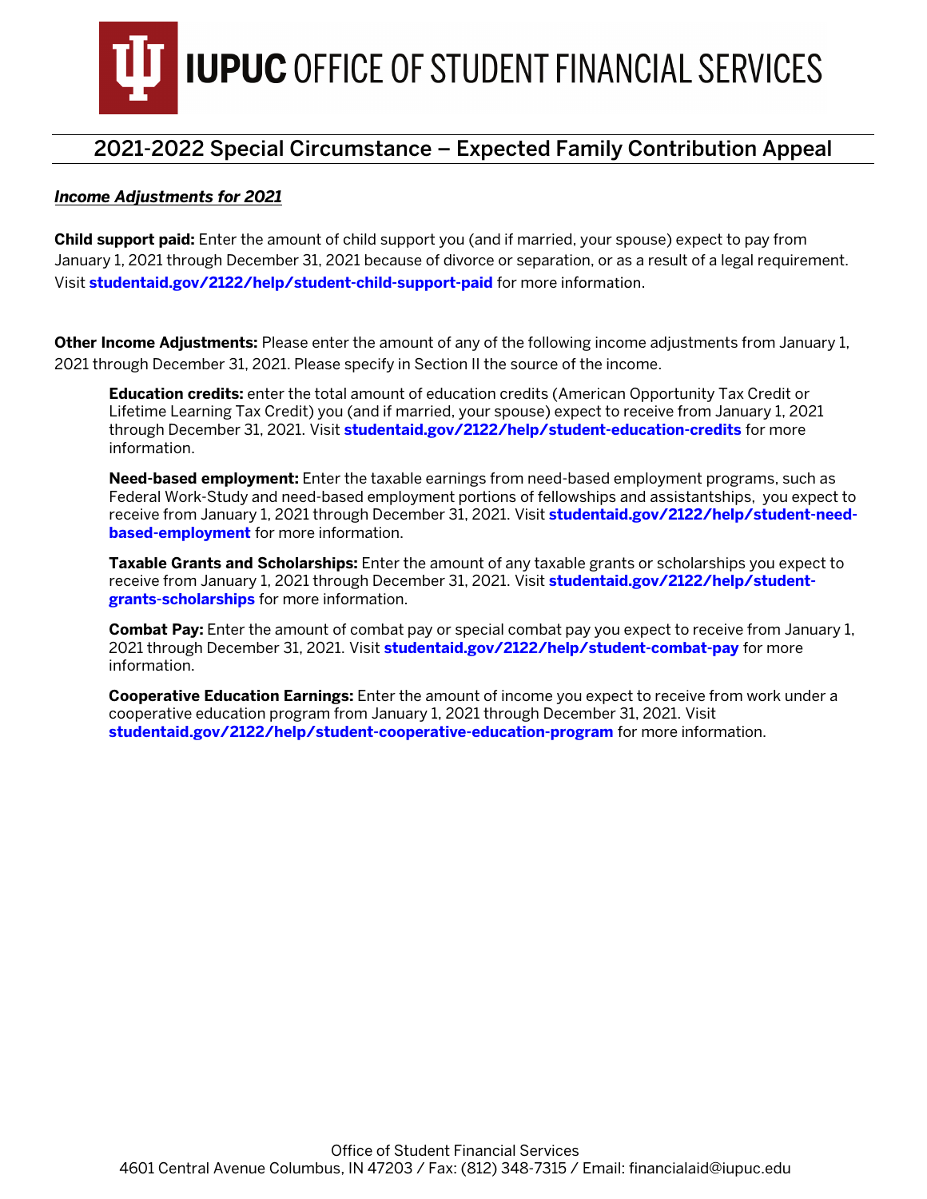# IUPUC OFFICE OF STUDENT FINANCIAL SERVICES

## 2021-2022 Special Circumstance – Expected Family Contribution Appeal

***Income Adjustments for 2021***

**Child support paid:** Enter the amount of child support you (and if married, your spouse) expect to pay from January 1, 2021 through December 31, 2021 because of divorce or separation, or as a result of a legal requirement. Visit **studentaid.gov/2122/help/student-child-support-paid** for more information.

**Other Income Adjustments:** Please enter the amount of any of the following income adjustments from January 1, 2021 through December 31, 2021. Please specify in Section II the source of the income.

> **Education credits:** enter the total amount of education credits (American Opportunity Tax Credit or Lifetime Learning Tax Credit) you (and if married, your spouse) expect to receive from January 1, 2021 through December 31, 2021. Visit **studentaid.gov/2122/help/student-education-credits** for more information.
>
> **Need-based employment:** Enter the taxable earnings from need-based employment programs, such as Federal Work-Study and need-based employment portions of fellowships and assistantships, you expect to receive from January 1, 2021 through December 31, 2021. Visit **studentaid.gov/2122/help/student-need-based-employment** for more information.
>
> **Taxable Grants and Scholarships:** Enter the amount of any taxable grants or scholarships you expect to receive from January 1, 2021 through December 31, 2021. Visit **studentaid.gov/2122/help/student-grants-scholarships** for more information.
>
> **Combat Pay:** Enter the amount of combat pay or special combat pay you expect to receive from January 1, 2021 through December 31, 2021. Visit **studentaid.gov/2122/help/student-combat-pay** for more information.
>
> **Cooperative Education Earnings:** Enter the amount of income you expect to receive from work under a cooperative education program from January 1, 2021 through December 31, 2021. Visit **studentaid.gov/2122/help/student-cooperative-education-program** for more information.

Office of Student Financial Services
4601 Central Avenue Columbus, IN 47203 / Fax: (812) 348-7315 / Email: financialaid@iupuc.edu